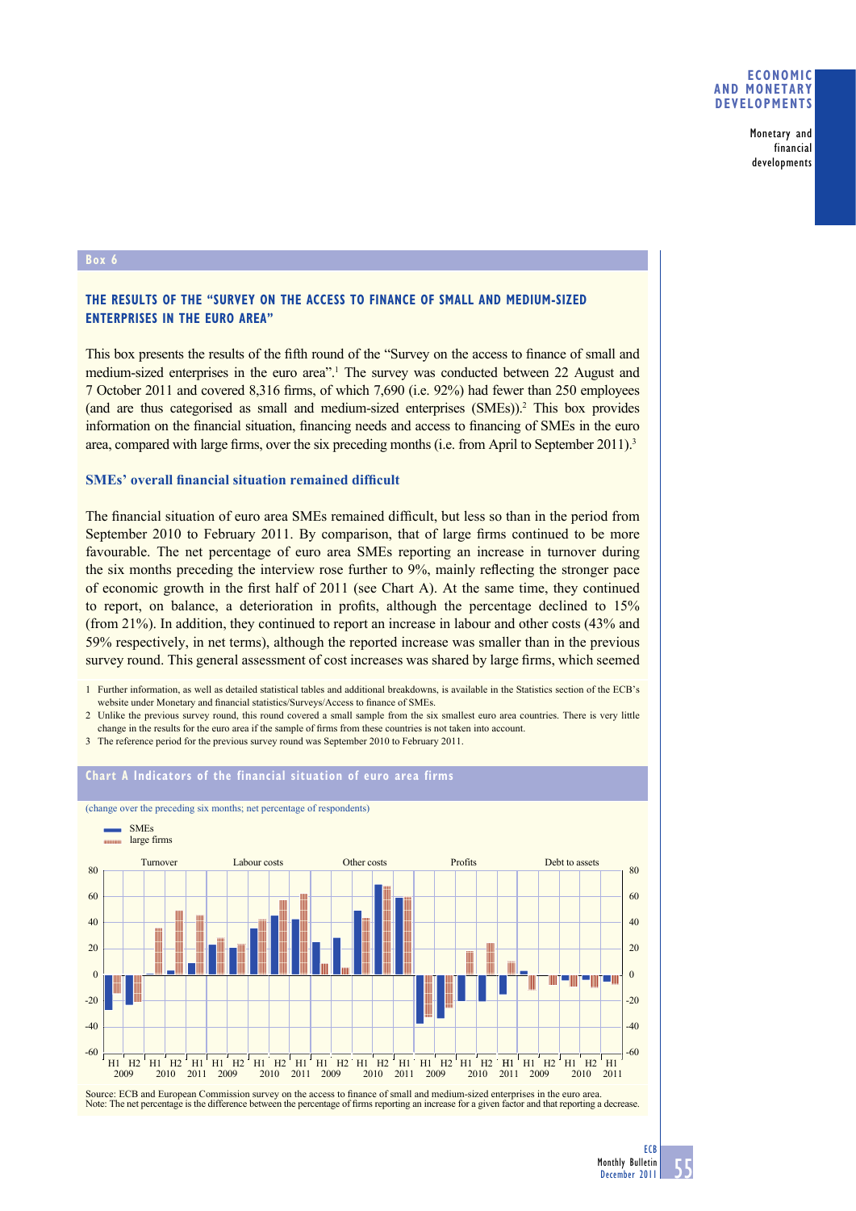## Box 6

### THE RESULTS OF THE "SURVEY ON THE ACCESS TO FINANCE OF SMALL AND MEDIUM-SIZED ENTERPRISES IN THE EURO AREA"

This box presents the results of the fifth round of the "Survey on the access to finance of small and medium-sized enterprises in the euro area".[1] The survey was conducted between 22 August and 7 October 2011 and covered 8,316 firms, of which 7,690 (i.e. 92%) had fewer than 250 employees (and are thus categorised as small and medium-sized enterprises (SMEs)).[2] This box provides information on the financial situation, financing needs and access to financing of SMEs in the euro area, compared with large firms, over the six preceding months (i.e. from April to September 2011).[3]

**SMEs' overall financial situation remained difficult**

The financial situation of euro area SMEs remained difficult, but less so than in the period from September 2010 to February 2011. By comparison, that of large firms continued to be more favourable. The net percentage of euro area SMEs reporting an increase in turnover during the six months preceding the interview rose further to 9%, mainly reflecting the stronger pace of economic growth in the first half of 2011 (see Chart A). At the same time, they continued to report, on balance, a deterioration in profits, although the percentage declined to 15% (from 21%). In addition, they continued to report an increase in labour and other costs (43% and 59% respectively, in net terms), although the reported increase was smaller than in the previous survey round. This general assessment of cost increases was shared by large firms, which seemed

1 Further information, as well as detailed statistical tables and additional breakdowns, is available in the Statistics section of the ECB's website under Monetary and financial statistics/Surveys/Access to finance of SMEs.

2 Unlike the previous survey round, this round covered a small sample from the six smallest euro area countries. There is very little change in the results for the euro area if the sample of firms from these countries is not taken into account.

3 The reference period for the previous survey round was September 2010 to February 2011.

**Chart A Indicators of the financial situation of euro area firms**

(change over the preceding six months; net percentage of respondents)

Source: ECB and European Commission survey on the access to finance of small and medium-sized enterprises in the euro area.
Note: The net percentage is the difference between the percentage of firms reporting an increase for a given factor and that reporting a decrease.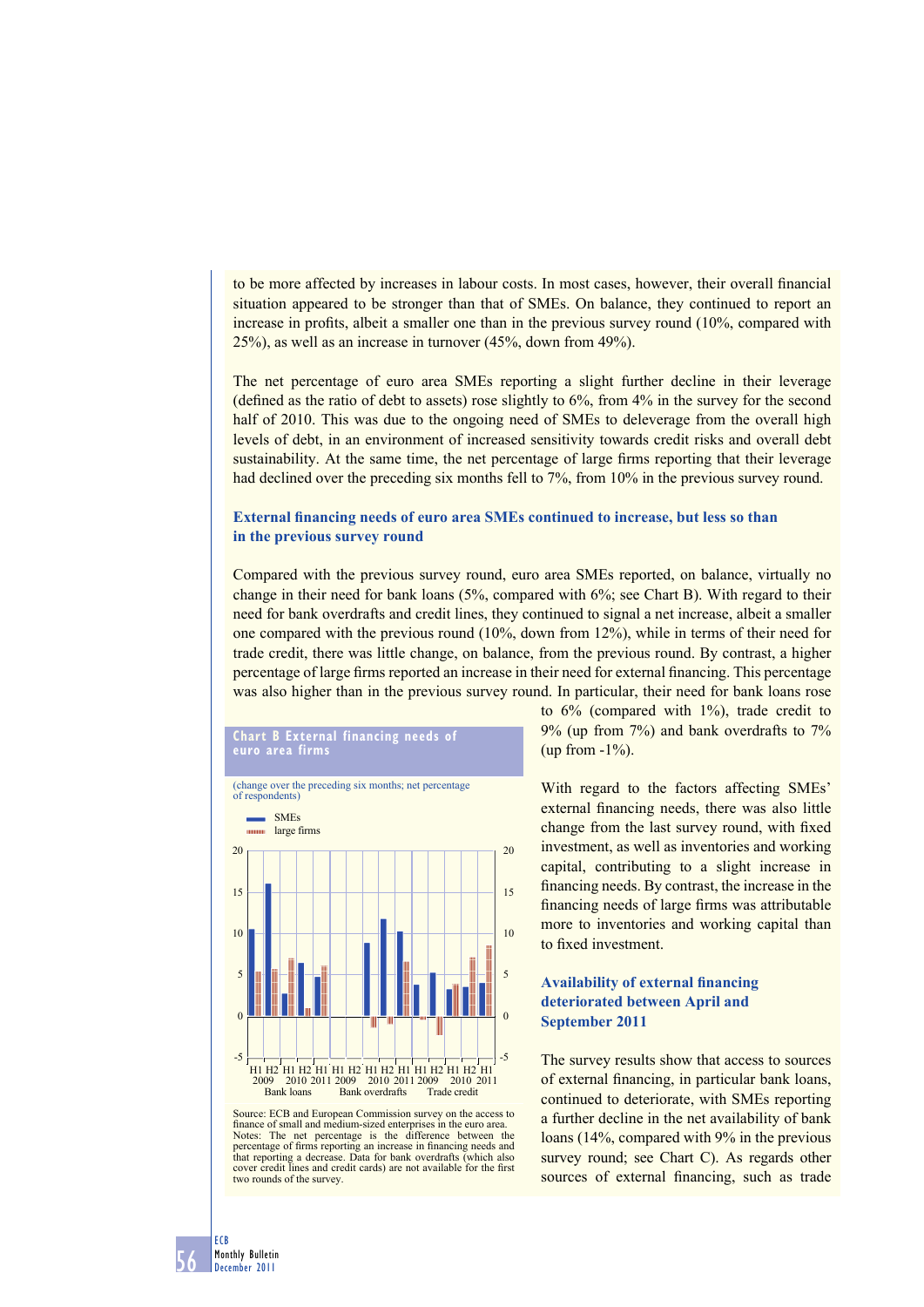to be more affected by increases in labour costs. In most cases, however, their overall financial situation appeared to be stronger than that of SMEs. On balance, they continued to report an increase in profits, albeit a smaller one than in the previous survey round (10%, compared with 25%), as well as an increase in turnover (45%, down from 49%).

The net percentage of euro area SMEs reporting a slight further decline in their leverage (defined as the ratio of debt to assets) rose slightly to 6%, from 4% in the survey for the second half of 2010. This was due to the ongoing need of SMEs to deleverage from the overall high levels of debt, in an environment of increased sensitivity towards credit risks and overall debt sustainability. At the same time, the net percentage of large firms reporting that their leverage had declined over the preceding six months fell to 7%, from 10% in the previous survey round.

### External financing needs of euro area SMEs continued to increase, but less so than in the previous survey round

Compared with the previous survey round, euro area SMEs reported, on balance, virtually no change in their need for bank loans (5%, compared with 6%; see Chart B). With regard to their need for bank overdrafts and credit lines, they continued to signal a net increase, albeit a smaller one compared with the previous round (10%, down from 12%), while in terms of their need for trade credit, there was little change, on balance, from the previous round. By contrast, a higher percentage of large firms reported an increase in their need for external financing. This percentage was also higher than in the previous survey round. In particular, their need for bank loans rose to 6% (compared with 1%), trade credit to 9% (up from 7%) and bank overdrafts to 7% (up from -1%).

**Chart B External financing needs of euro area firms**

(change over the preceding six months; net percentage of respondents)

Legend: SMEs; large firms

Groups: Bank loans (H1 2009, H2 2009, H1 2010, H2 2010, H1 2011); Bank overdrafts (H1 2009, H2 2009, H1 2010, H2 2010, H1 2011); Trade credit (H1 2009, H2 2009, H1 2010, H2 2010, H1 2011)

Source: ECB and European Commission survey on the access to finance of small and medium-sized enterprises in the euro area.
Notes: The net percentage is the difference between the percentage of firms reporting an increase in financing needs and that reporting a decrease. Data for bank overdrafts (which also cover credit lines and credit cards) are not available for the first two rounds of the survey.

With regard to the factors affecting SMEs' external financing needs, there was also little change from the last survey round, with fixed investment, as well as inventories and working capital, contributing to a slight increase in financing needs. By contrast, the increase in the financing needs of large firms was attributable more to inventories and working capital than to fixed investment.

### Availability of external financing deteriorated between April and September 2011

The survey results show that access to sources of external financing, in particular bank loans, continued to deteriorate, with SMEs reporting a further decline in the net availability of bank loans (14%, compared with 9% in the previous survey round; see Chart C). As regards other sources of external financing, such as trade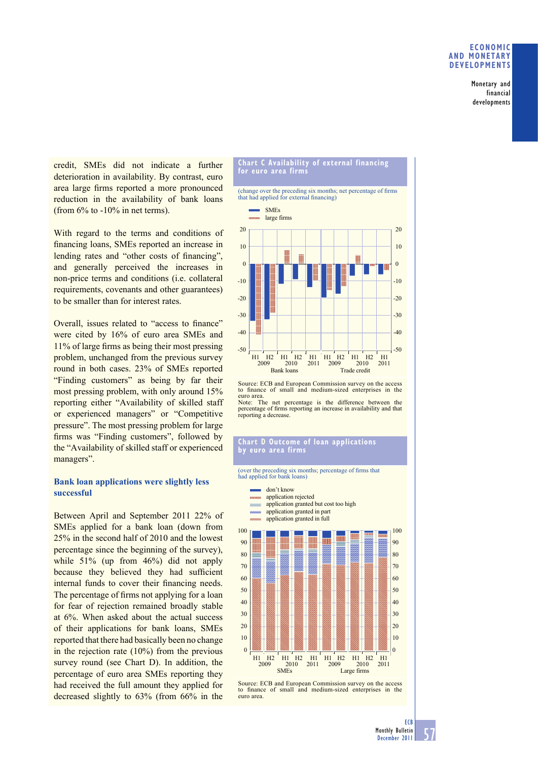credit, SMEs did not indicate a further deterioration in availability. By contrast, euro area large firms reported a more pronounced reduction in the availability of bank loans (from 6% to -10% in net terms).

With regard to the terms and conditions of financing loans, SMEs reported an increase in lending rates and "other costs of financing", and generally perceived the increases in non-price terms and conditions (i.e. collateral requirements, covenants and other guarantees) to be smaller than for interest rates.

Overall, issues related to "access to finance" were cited by 16% of euro area SMEs and 11% of large firms as being their most pressing problem, unchanged from the previous survey round in both cases. 23% of SMEs reported "Finding customers" as being by far their most pressing problem, with only around 15% reporting either "Availability of skilled staff or experienced managers" or "Competitive pressure". The most pressing problem for large firms was "Finding customers", followed by the "Availability of skilled staff or experienced managers".

### Bank loan applications were slightly less successful

Between April and September 2011 22% of SMEs applied for a bank loan (down from 25% in the second half of 2010 and the lowest percentage since the beginning of the survey), while 51% (up from 46%) did not apply because they believed they had sufficient internal funds to cover their financing needs. The percentage of firms not applying for a loan for fear of rejection remained broadly stable at 6%. When asked about the actual success of their applications for bank loans, SMEs reported that there had basically been no change in the rejection rate (10%) from the previous survey round (see Chart D). In addition, the percentage of euro area SMEs reporting they had received the full amount they applied for decreased slightly to 63% (from 66% in the

**Chart C Availability of external financing for euro area firms**

(change over the preceding six months; net percentage of firms that had applied for external financing)

Source: ECB and European Commission survey on the access to finance of small and medium-sized enterprises in the euro area.
Note: The net percentage is the difference between the percentage of firms reporting an increase in availability and that reporting a decrease.

**Chart D Outcome of loan applications by euro area firms**

(over the preceding six months; percentage of firms that had applied for bank loans)

Source: ECB and European Commission survey on the access to finance of small and medium-sized enterprises in the euro area.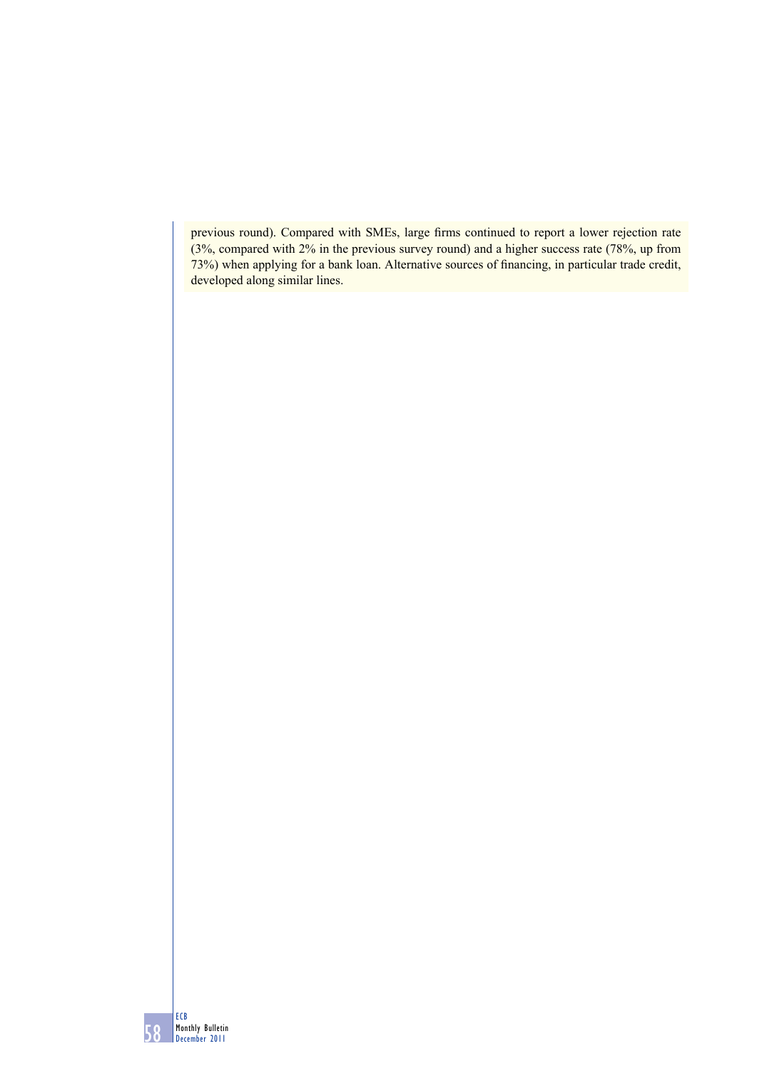previous round). Compared with SMEs, large firms continued to report a lower rejection rate (3%, compared with 2% in the previous survey round) and a higher success rate (78%, up from 73%) when applying for a bank loan. Alternative sources of financing, in particular trade credit, developed along similar lines.